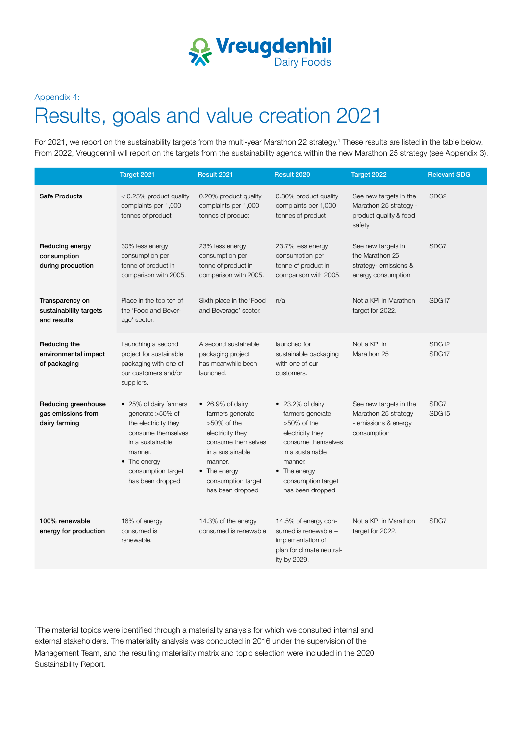Appendix 4:

# Results, goals and value creation 2021

For 2021, we report on the sustainability targets from the multi-year Marathon 22 strategy.[1] These results are listed in the table below. From 2022, Vreugdenhil will report on the targets from the sustainability agenda within the new Marathon 25 strategy (see Appendix 3).

| | Target 2021 | Result 2021 | Result 2020 | Target 2022 | Relevant SDG |
|---|---|---|---|---|---|
| **Safe Products** | < 0.25% product quality complaints per 1,000 tonnes of product | 0.20% product quality complaints per 1,000 tonnes of product | 0.30% product quality complaints per 1,000 tonnes of product | See new targets in the Marathon 25 strategy - product quality & food safety | SDG2 |
| **Reducing energy consumption during production** | 30% less energy consumption per tonne of product in comparison with 2005. | 23% less energy consumption per tonne of product in comparison with 2005. | 23.7% less energy consumption per tonne of product in comparison with 2005. | See new targets in the Marathon 25 strategy- emissions & energy consumption | SDG7 |
| **Transparency on sustainability targets and results** | Place in the top ten of the 'Food and Beverage' sector. | Sixth place in the 'Food and Beverage' sector. | n/a | Not a KPI in Marathon target for 2022. | SDG17 |
| **Reducing the environmental impact of packaging** | Launching a second project for sustainable packaging with one of our customers and/or suppliers. | A second sustainable packaging project has meanwhile been launched. | launched for sustainable packaging with one of our customers. | Not a KPI in Marathon 25 | SDG12<br>SDG17 |
| **Reducing greenhouse gas emissions from dairy farming** | • 25% of dairy farmers generate >50% of the electricity they consume themselves in a sustainable manner.<br>• The energy consumption target has been dropped | • 26.9% of dairy farmers generate >50% of the electricity they consume themselves in a sustainable manner.<br>• The energy consumption target has been dropped | • 23.2% of dairy farmers generate >50% of the electricity they consume themselves in a sustainable manner.<br>• The energy consumption target has been dropped | See new targets in the Marathon 25 strategy - emissions & energy consumption | SDG7<br>SDG15 |
| **100% renewable energy for production** | 16% of energy consumed is renewable. | 14.3% of the energy consumed is renewable | 14.5% of energy consumed is renewable + implementation of plan for climate neutrality by 2029. | Not a KPI in Marathon target for 2022. | SDG7 |

[1]The material topics were identified through a materiality analysis for which we consulted internal and external stakeholders. The materiality analysis was conducted in 2016 under the supervision of the Management Team, and the resulting materiality matrix and topic selection were included in the 2020 Sustainability Report.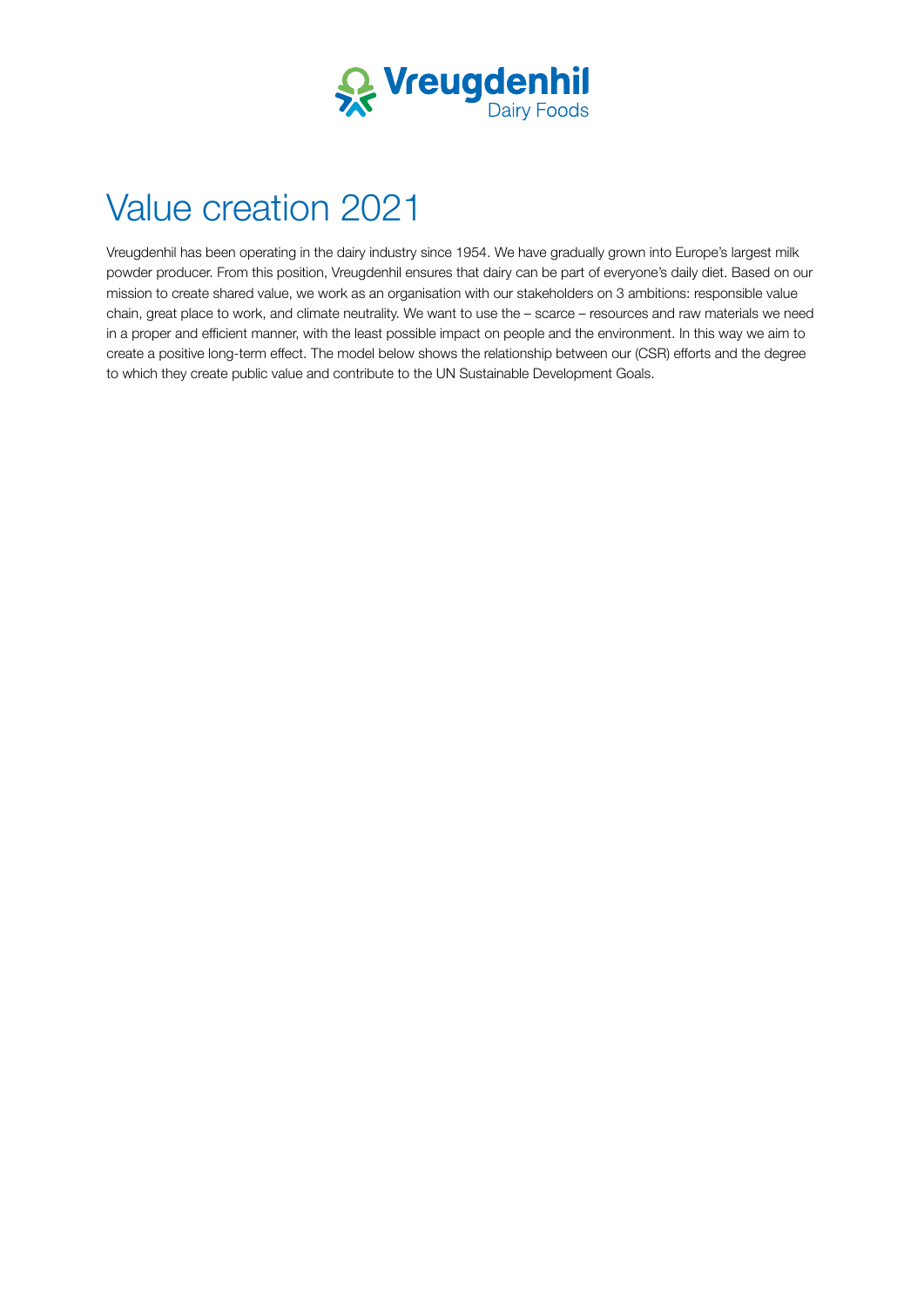# Value creation 2021

Vreugdenhil has been operating in the dairy industry since 1954. We have gradually grown into Europe's largest milk powder producer. From this position, Vreugdenhil ensures that dairy can be part of everyone's daily diet. Based on our mission to create shared value, we work as an organisation with our stakeholders on 3 ambitions: responsible value chain, great place to work, and climate neutrality. We want to use the – scarce – resources and raw materials we need in a proper and efficient manner, with the least possible impact on people and the environment. In this way we aim to create a positive long-term effect. The model below shows the relationship between our (CSR) efforts and the degree to which they create public value and contribute to the UN Sustainable Development Goals.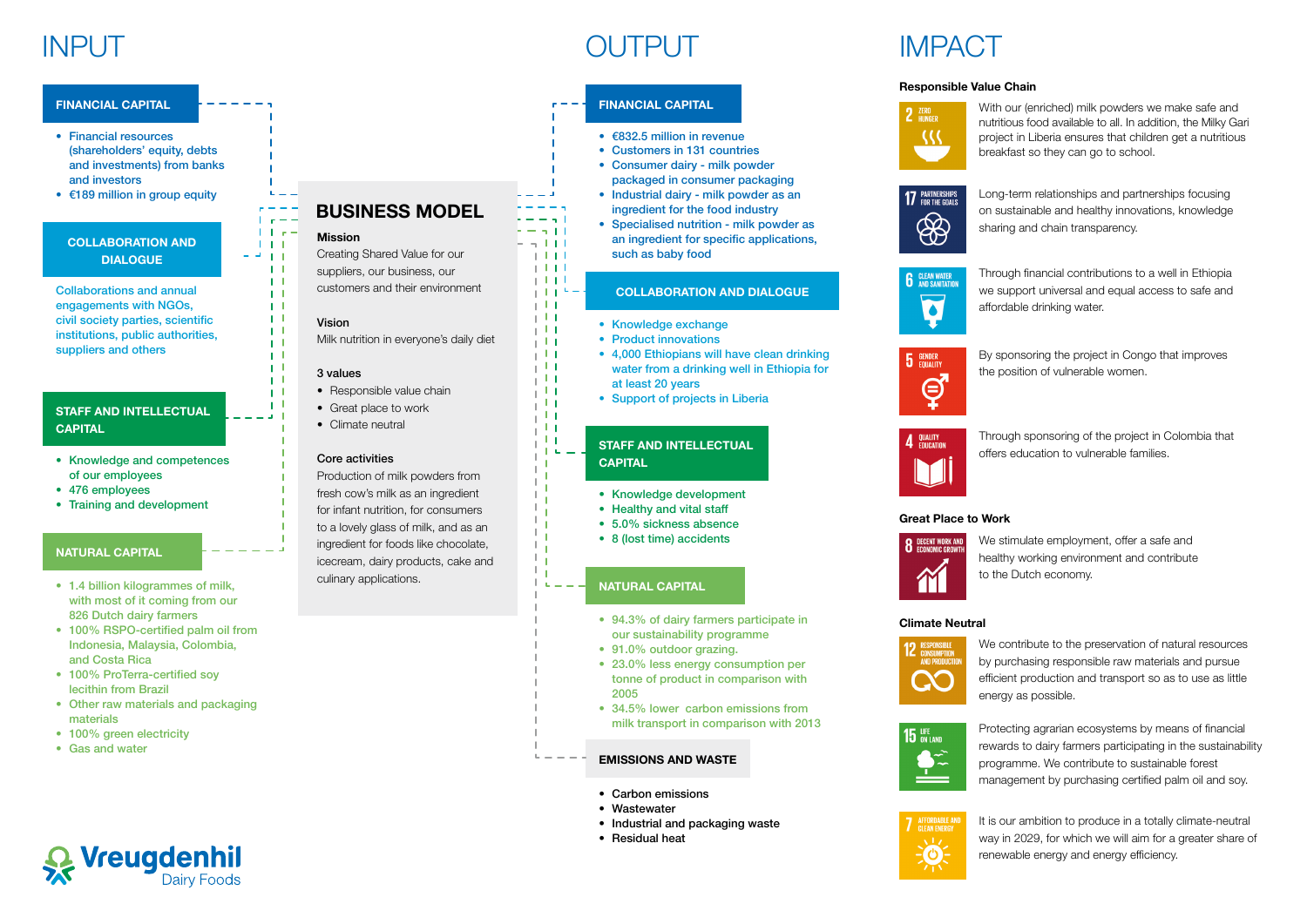# INPUT

### FINANCIAL CAPITAL

- Financial resources (shareholders' equity, debts and investments) from banks and investors
- €189 million in group equity

### COLLABORATION AND DIALOGUE

Collaborations and annual engagements with NGOs, civil society parties, scientific institutions, public authorities, suppliers and others

### STAFF AND INTELLECTUAL CAPITAL

- Knowledge and competences of our employees
- 476 employees
- Training and development

### NATURAL CAPITAL

- 1.4 billion kilogrammes of milk, with most of it coming from our 826 Dutch dairy farmers
- 100% RSPO-certified palm oil from Indonesia, Malaysia, Colombia, and Costa Rica
- 100% ProTerra-certified soy lecithin from Brazil
- Other raw materials and packaging materials
- 100% green electricity
- Gas and water

## BUSINESS MODEL

**Mission**

Creating Shared Value for our suppliers, our business, our customers and their environment

**Vision**

Milk nutrition in everyone's daily diet

**3 values**

- Responsible value chain
- Great place to work
- Climate neutral

**Core activities**

Production of milk powders from fresh cow's milk as an ingredient for infant nutrition, for consumers to a lovely glass of milk, and as an ingredient for foods like chocolate, icecream, dairy products, cake and culinary applications.

# OUTPUT

### FINANCIAL CAPITAL

- €832.5 million in revenue
- Customers in 131 countries
- Consumer dairy - milk powder packaged in consumer packaging
- Industrial dairy - milk powder as an ingredient for the food industry
- Specialised nutrition - milk powder as an ingredient for specific applications, such as baby food

### COLLABORATION AND DIALOGUE

- Knowledge exchange
- Product innovations
- 4,000 Ethiopians will have clean drinking water from a drinking well in Ethiopia for at least 20 years
- Support of projects in Liberia

### STAFF AND INTELLECTUAL CAPITAL

- Knowledge development
- Healthy and vital staff
- 5.0% sickness absence
- 8 (lost time) accidents

### NATURAL CAPITAL

- 94.3% of dairy farmers participate in our sustainability programme
- 91.0% outdoor grazing.
- 23.0% less energy consumption per tonne of product in comparison with 2005
- 34.5% lower carbon emissions from milk transport in comparison with 2013

### EMISSIONS AND WASTE

- Carbon emissions
- Wastewater
- Industrial and packaging waste
- Residual heat

# IMPACT

**Responsible Value Chain**

2 ZERO HUNGER — With our (enriched) milk powders we make safe and nutritious food available to all. In addition, the Milky Gari project in Liberia ensures that children get a nutritious breakfast so they can go to school.

17 PARTNERSHIPS FOR THE GOALS — Long-term relationships and partnerships focusing on sustainable and healthy innovations, knowledge sharing and chain transparency.

6 CLEAN WATER AND SANITATION — Through financial contributions to a well in Ethiopia we support universal and equal access to safe and affordable drinking water.

5 GENDER EQUALITY — By sponsoring the project in Congo that improves the position of vulnerable women.

4 QUALITY EDUCATION — Through sponsoring of the project in Colombia that offers education to vulnerable families.

**Great Place to Work**

8 DECENT WORK AND ECONOMIC GROWTH — We stimulate employment, offer a safe and healthy working environment and contribute to the Dutch economy.

**Climate Neutral**

12 RESPONSIBLE CONSUMPTION AND PRODUCTION — We contribute to the preservation of natural resources by purchasing responsible raw materials and pursue efficient production and transport so as to use as little energy as possible.

15 LIFE ON LAND — Protecting agrarian ecosystems by means of financial rewards to dairy farmers participating in the sustainability programme. We contribute to sustainable forest management by purchasing certified palm oil and soy.

7 AFFORDABLE AND CLEAN ENERGY — It is our ambition to produce in a totally climate-neutral way in 2029, for which we will aim for a greater share of renewable energy and energy efficiency.

Vreugdenhil Dairy Foods